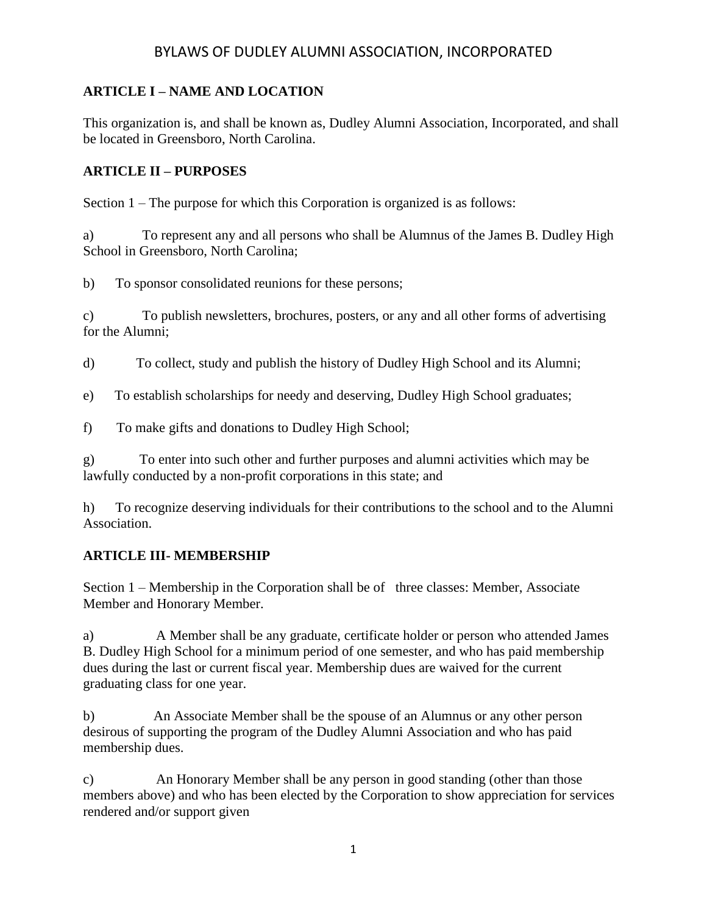# BYLAWS OF DUDLEY ALUMNI ASSOCIATION, INCORPORATED

## ARTICLE I – NAME AND LOCATION

This organization is, and shall be known as, Dudley Alumni Association, Incorporated, and shall be located in Greensboro, North Carolina.

## ARTICLE II – PURPOSES

Section 1 – The purpose for which this Corporation is organized is as follows:

a) To represent any and all persons who shall be Alumnus of the James B. Dudley High School in Greensboro, North Carolina;

b) To sponsor consolidated reunions for these persons;

c) To publish newsletters, brochures, posters, or any and all other forms of advertising for the Alumni;

d) To collect, study and publish the history of Dudley High School and its Alumni;

e) To establish scholarships for needy and deserving, Dudley High School graduates;

f) To make gifts and donations to Dudley High School;

g) To enter into such other and further purposes and alumni activities which may be lawfully conducted by a non-profit corporations in this state; and

h) To recognize deserving individuals for their contributions to the school and to the Alumni Association.

## ARTICLE III- MEMBERSHIP

Section 1 – Membership in the Corporation shall be of three classes: Member, Associate Member and Honorary Member.

a) A Member shall be any graduate, certificate holder or person who attended James B. Dudley High School for a minimum period of one semester, and who has paid membership dues during the last or current fiscal year. Membership dues are waived for the current graduating class for one year.

b) An Associate Member shall be the spouse of an Alumnus or any other person desirous of supporting the program of the Dudley Alumni Association and who has paid membership dues.

c) An Honorary Member shall be any person in good standing (other than those members above) and who has been elected by the Corporation to show appreciation for services rendered and/or support given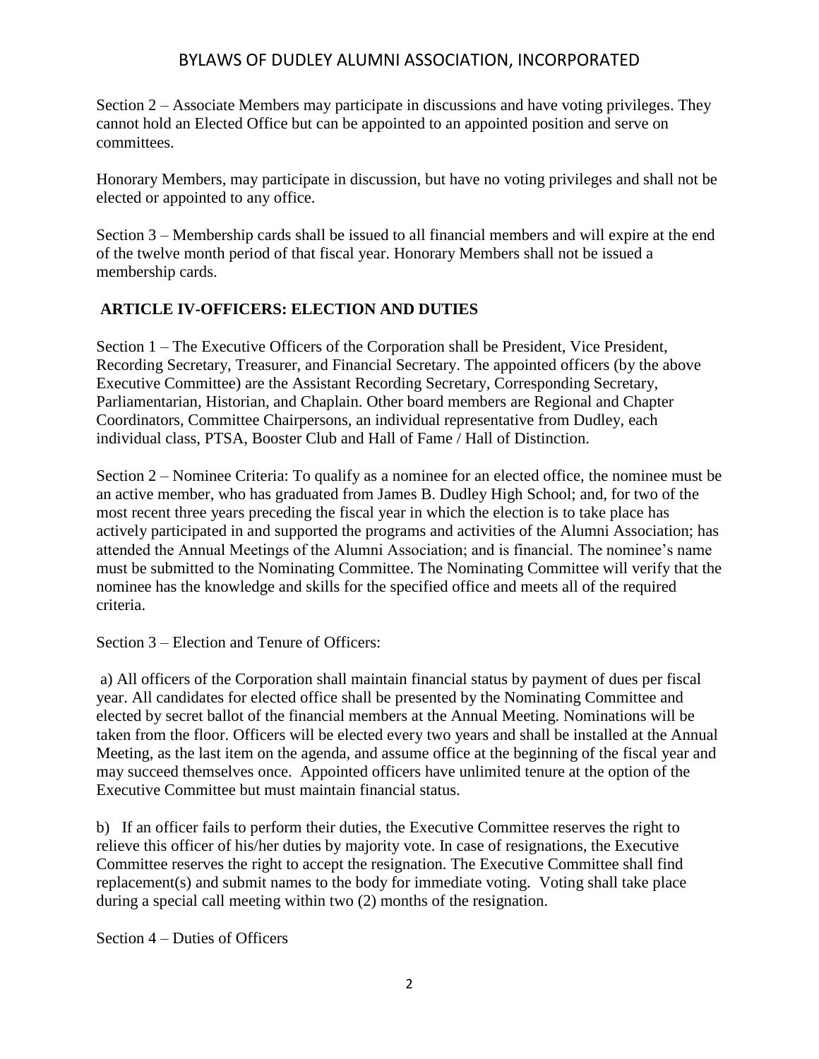Section 2 – Associate Members may participate in discussions and have voting privileges. They cannot hold an Elected Office but can be appointed to an appointed position and serve on committees.

Honorary Members, may participate in discussion, but have no voting privileges and shall not be elected or appointed to any office.

Section 3 – Membership cards shall be issued to all financial members and will expire at the end of the twelve month period of that fiscal year. Honorary Members shall not be issued a membership cards.

## ARTICLE IV-OFFICERS: ELECTION AND DUTIES

Section 1 – The Executive Officers of the Corporation shall be President, Vice President, Recording Secretary, Treasurer, and Financial Secretary. The appointed officers (by the above Executive Committee) are the Assistant Recording Secretary, Corresponding Secretary, Parliamentarian, Historian, and Chaplain. Other board members are Regional and Chapter Coordinators, Committee Chairpersons, an individual representative from Dudley, each individual class, PTSA, Booster Club and Hall of Fame / Hall of Distinction.

Section 2 – Nominee Criteria: To qualify as a nominee for an elected office, the nominee must be an active member, who has graduated from James B. Dudley High School; and, for two of the most recent three years preceding the fiscal year in which the election is to take place has actively participated in and supported the programs and activities of the Alumni Association; has attended the Annual Meetings of the Alumni Association; and is financial. The nominee's name must be submitted to the Nominating Committee. The Nominating Committee will verify that the nominee has the knowledge and skills for the specified office and meets all of the required criteria.

Section 3 – Election and Tenure of Officers:

a) All officers of the Corporation shall maintain financial status by payment of dues per fiscal year. All candidates for elected office shall be presented by the Nominating Committee and elected by secret ballot of the financial members at the Annual Meeting. Nominations will be taken from the floor. Officers will be elected every two years and shall be installed at the Annual Meeting, as the last item on the agenda, and assume office at the beginning of the fiscal year and may succeed themselves once. Appointed officers have unlimited tenure at the option of the Executive Committee but must maintain financial status.

b) If an officer fails to perform their duties, the Executive Committee reserves the right to relieve this officer of his/her duties by majority vote. In case of resignations, the Executive Committee reserves the right to accept the resignation. The Executive Committee shall find replacement(s) and submit names to the body for immediate voting. Voting shall take place during a special call meeting within two (2) months of the resignation.

Section 4 – Duties of Officers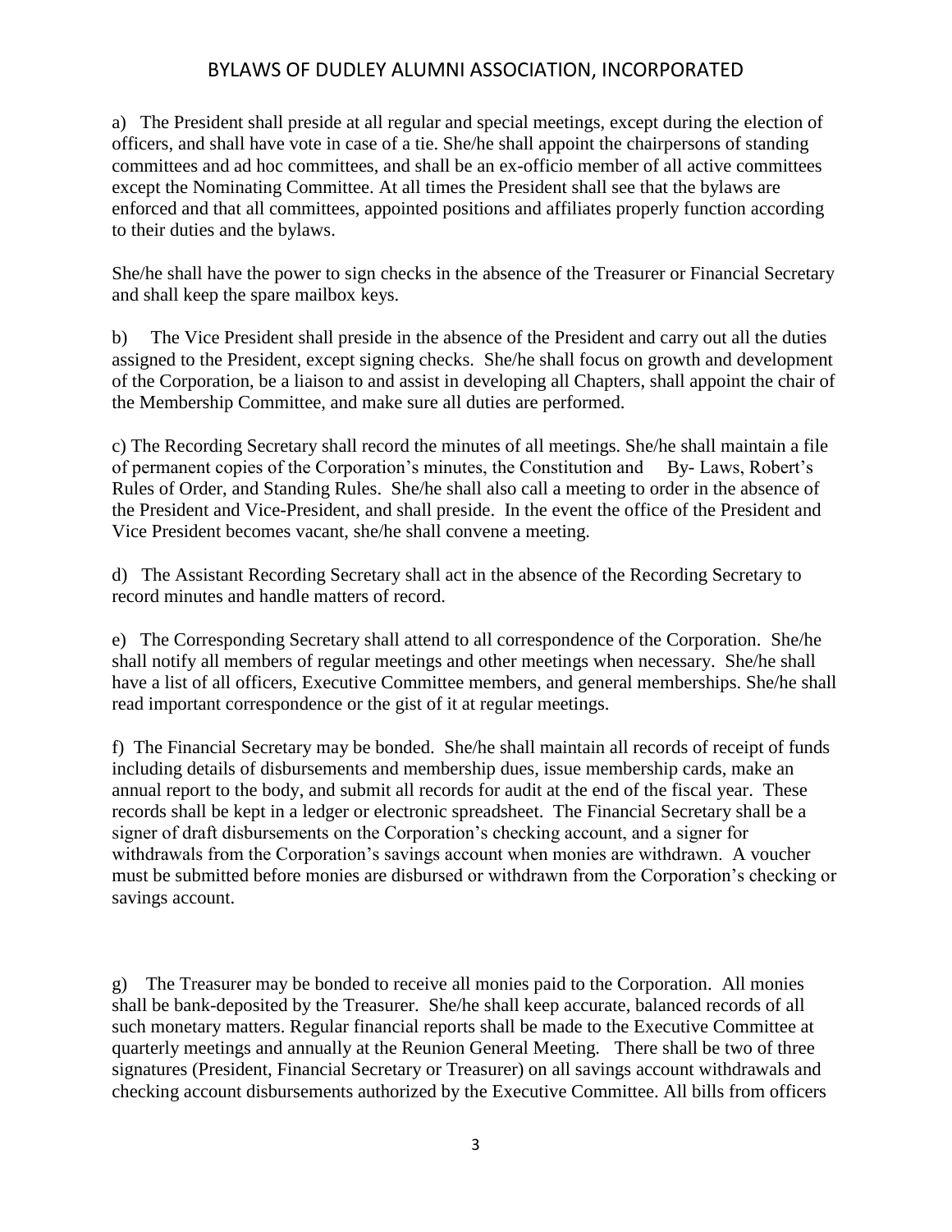a) The President shall preside at all regular and special meetings, except during the election of officers, and shall have vote in case of a tie. She/he shall appoint the chairpersons of standing committees and ad hoc committees, and shall be an ex-officio member of all active committees except the Nominating Committee. At all times the President shall see that the bylaws are enforced and that all committees, appointed positions and affiliates properly function according to their duties and the bylaws.

She/he shall have the power to sign checks in the absence of the Treasurer or Financial Secretary and shall keep the spare mailbox keys.

b) The Vice President shall preside in the absence of the President and carry out all the duties assigned to the President, except signing checks. She/he shall focus on growth and development of the Corporation, be a liaison to and assist in developing all Chapters, shall appoint the chair of the Membership Committee, and make sure all duties are performed.

c) The Recording Secretary shall record the minutes of all meetings. She/he shall maintain a file of permanent copies of the Corporation's minutes, the Constitution and By- Laws, Robert's Rules of Order, and Standing Rules. She/he shall also call a meeting to order in the absence of the President and Vice-President, and shall preside. In the event the office of the President and Vice President becomes vacant, she/he shall convene a meeting.

d) The Assistant Recording Secretary shall act in the absence of the Recording Secretary to record minutes and handle matters of record.

e) The Corresponding Secretary shall attend to all correspondence of the Corporation. She/he shall notify all members of regular meetings and other meetings when necessary. She/he shall have a list of all officers, Executive Committee members, and general memberships. She/he shall read important correspondence or the gist of it at regular meetings.

f) The Financial Secretary may be bonded. She/he shall maintain all records of receipt of funds including details of disbursements and membership dues, issue membership cards, make an annual report to the body, and submit all records for audit at the end of the fiscal year. These records shall be kept in a ledger or electronic spreadsheet. The Financial Secretary shall be a signer of draft disbursements on the Corporation's checking account, and a signer for withdrawals from the Corporation's savings account when monies are withdrawn. A voucher must be submitted before monies are disbursed or withdrawn from the Corporation's checking or savings account.

g) The Treasurer may be bonded to receive all monies paid to the Corporation. All monies shall be bank-deposited by the Treasurer. She/he shall keep accurate, balanced records of all such monetary matters. Regular financial reports shall be made to the Executive Committee at quarterly meetings and annually at the Reunion General Meeting. There shall be two of three signatures (President, Financial Secretary or Treasurer) on all savings account withdrawals and checking account disbursements authorized by the Executive Committee. All bills from officers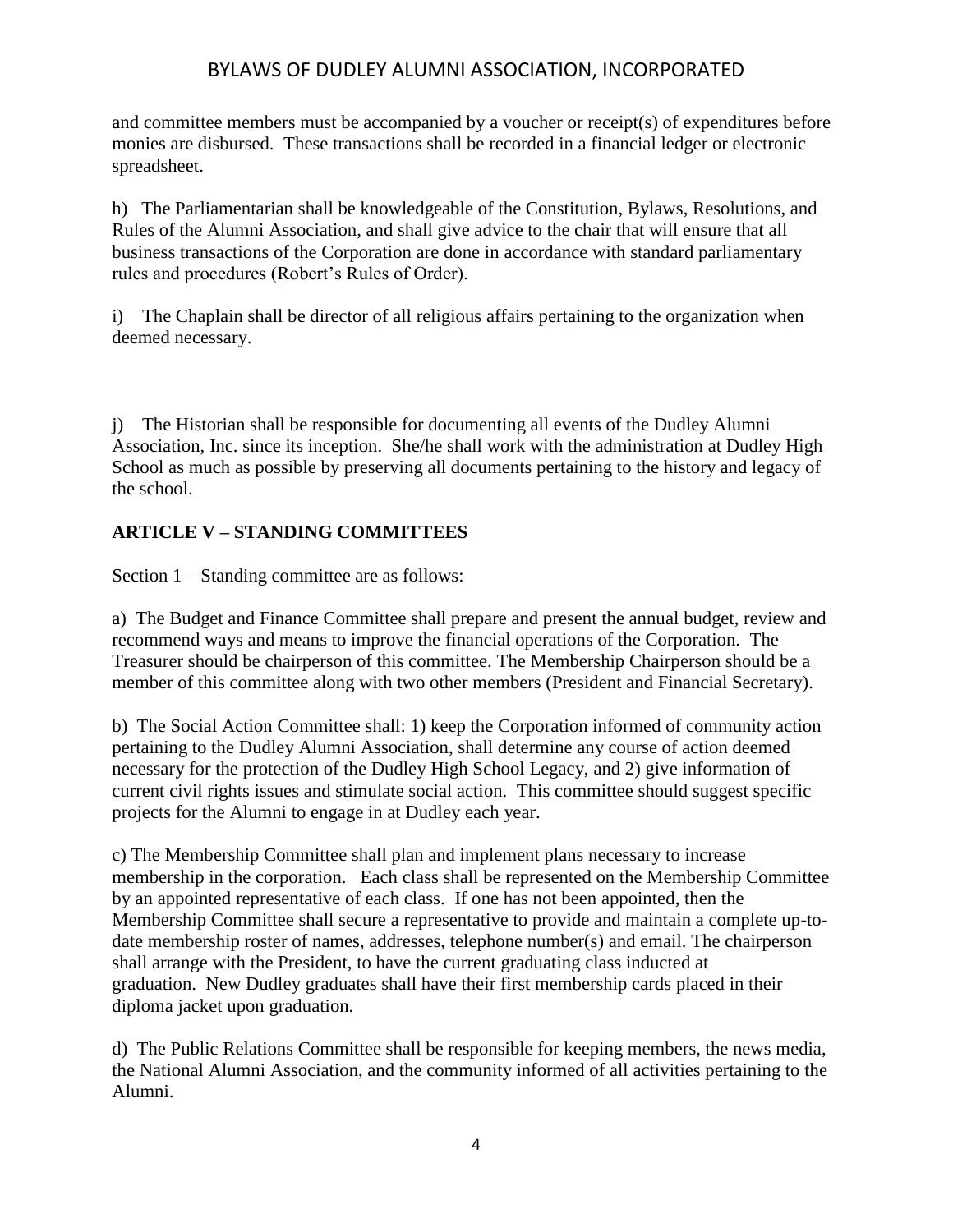and committee members must be accompanied by a voucher or receipt(s) of expenditures before monies are disbursed. These transactions shall be recorded in a financial ledger or electronic spreadsheet.

h) The Parliamentarian shall be knowledgeable of the Constitution, Bylaws, Resolutions, and Rules of the Alumni Association, and shall give advice to the chair that will ensure that all business transactions of the Corporation are done in accordance with standard parliamentary rules and procedures (Robert's Rules of Order).

i) The Chaplain shall be director of all religious affairs pertaining to the organization when deemed necessary.

j) The Historian shall be responsible for documenting all events of the Dudley Alumni Association, Inc. since its inception. She/he shall work with the administration at Dudley High School as much as possible by preserving all documents pertaining to the history and legacy of the school.

## ARTICLE V – STANDING COMMITTEES

Section 1 – Standing committee are as follows:

a) The Budget and Finance Committee shall prepare and present the annual budget, review and recommend ways and means to improve the financial operations of the Corporation. The Treasurer should be chairperson of this committee. The Membership Chairperson should be a member of this committee along with two other members (President and Financial Secretary).

b) The Social Action Committee shall: 1) keep the Corporation informed of community action pertaining to the Dudley Alumni Association, shall determine any course of action deemed necessary for the protection of the Dudley High School Legacy, and 2) give information of current civil rights issues and stimulate social action. This committee should suggest specific projects for the Alumni to engage in at Dudley each year.

c) The Membership Committee shall plan and implement plans necessary to increase membership in the corporation. Each class shall be represented on the Membership Committee by an appointed representative of each class. If one has not been appointed, then the Membership Committee shall secure a representative to provide and maintain a complete up-to-date membership roster of names, addresses, telephone number(s) and email. The chairperson shall arrange with the President, to have the current graduating class inducted at graduation. New Dudley graduates shall have their first membership cards placed in their diploma jacket upon graduation.

d) The Public Relations Committee shall be responsible for keeping members, the news media, the National Alumni Association, and the community informed of all activities pertaining to the Alumni.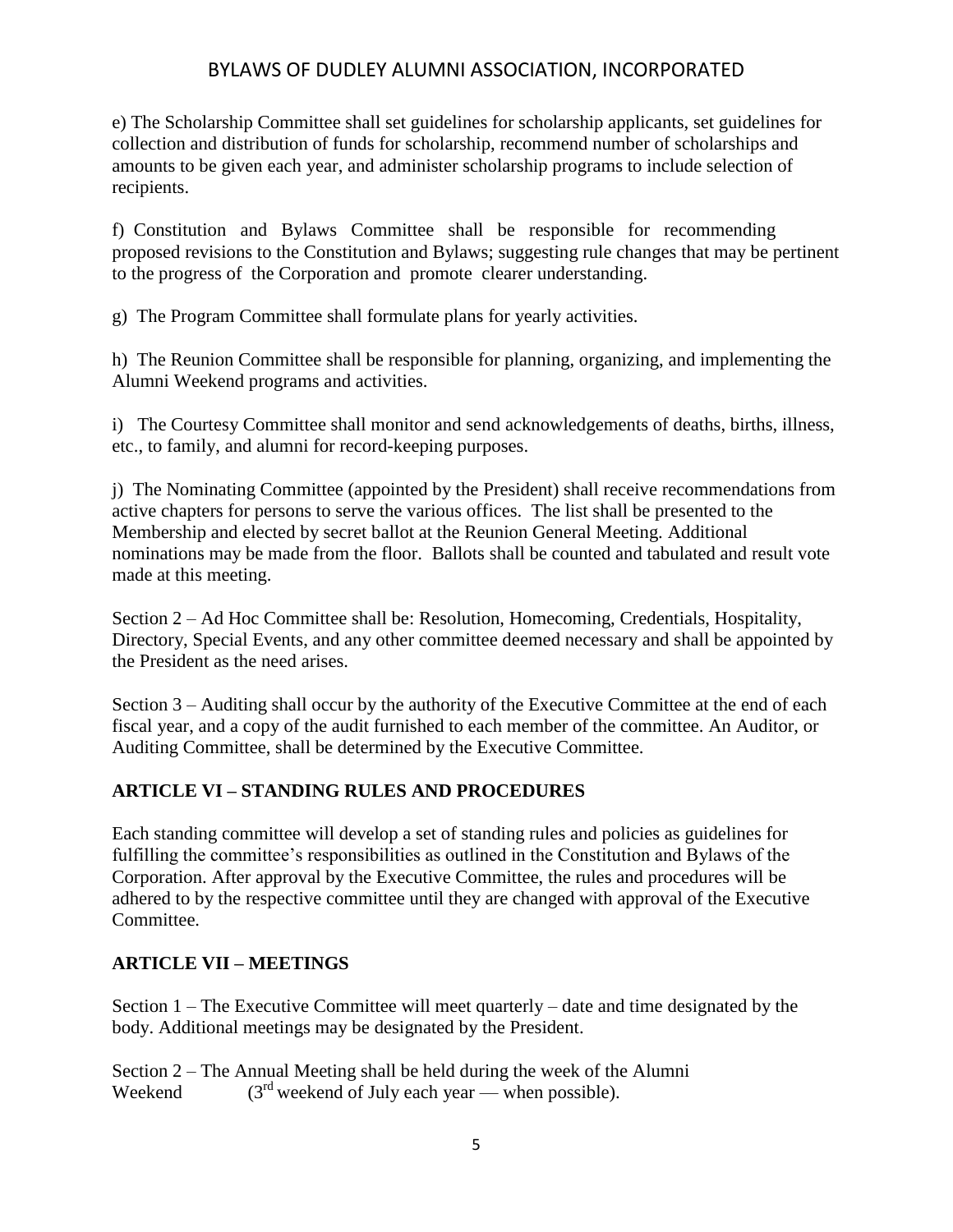e) The Scholarship Committee shall set guidelines for scholarship applicants, set guidelines for collection and distribution of funds for scholarship, recommend number of scholarships and amounts to be given each year, and administer scholarship programs to include selection of recipients.

f) Constitution and Bylaws Committee shall be responsible for recommending proposed revisions to the Constitution and Bylaws; suggesting rule changes that may be pertinent to the progress of the Corporation and promote clearer understanding.

g) The Program Committee shall formulate plans for yearly activities.

h) The Reunion Committee shall be responsible for planning, organizing, and implementing the Alumni Weekend programs and activities.

i) The Courtesy Committee shall monitor and send acknowledgements of deaths, births, illness, etc., to family, and alumni for record-keeping purposes.

j) The Nominating Committee (appointed by the President) shall receive recommendations from active chapters for persons to serve the various offices. The list shall be presented to the Membership and elected by secret ballot at the Reunion General Meeting. Additional nominations may be made from the floor. Ballots shall be counted and tabulated and result vote made at this meeting.

Section 2 – Ad Hoc Committee shall be: Resolution, Homecoming, Credentials, Hospitality, Directory, Special Events, and any other committee deemed necessary and shall be appointed by the President as the need arises.

Section 3 – Auditing shall occur by the authority of the Executive Committee at the end of each fiscal year, and a copy of the audit furnished to each member of the committee. An Auditor, or Auditing Committee, shall be determined by the Executive Committee.

## ARTICLE VI – STANDING RULES AND PROCEDURES

Each standing committee will develop a set of standing rules and policies as guidelines for fulfilling the committee's responsibilities as outlined in the Constitution and Bylaws of the Corporation. After approval by the Executive Committee, the rules and procedures will be adhered to by the respective committee until they are changed with approval of the Executive Committee.

## ARTICLE VII – MEETINGS

Section 1 – The Executive Committee will meet quarterly – date and time designated by the body. Additional meetings may be designated by the President.

Section 2 – The Annual Meeting shall be held during the week of the Alumni Weekend (3rd weekend of July each year — when possible).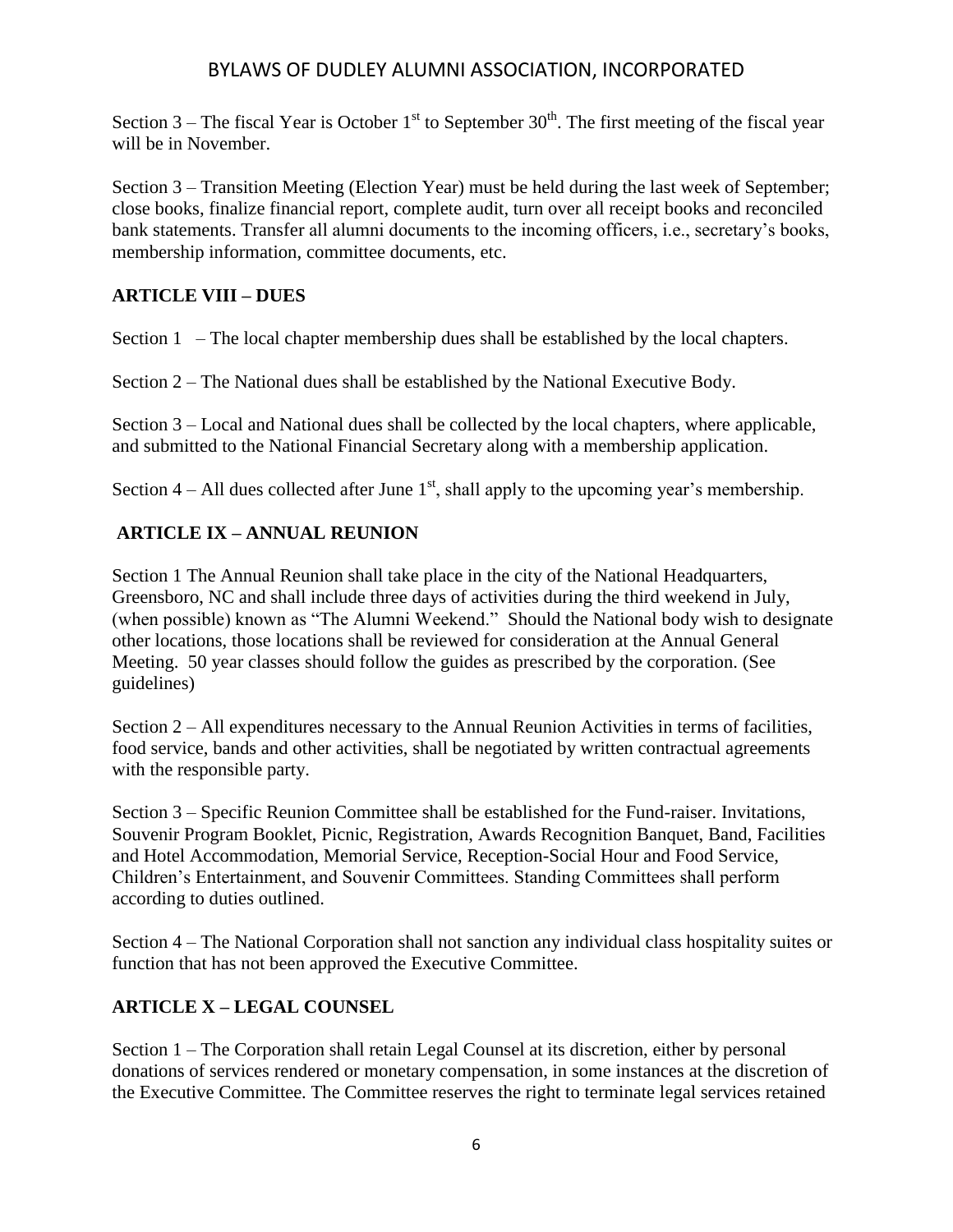Section 3 – The fiscal Year is October 1st to September 30th. The first meeting of the fiscal year will be in November.

Section 3 – Transition Meeting (Election Year) must be held during the last week of September; close books, finalize financial report, complete audit, turn over all receipt books and reconciled bank statements. Transfer all alumni documents to the incoming officers, i.e., secretary's books, membership information, committee documents, etc.

## ARTICLE VIII – DUES

Section 1 – The local chapter membership dues shall be established by the local chapters.

Section 2 – The National dues shall be established by the National Executive Body.

Section 3 – Local and National dues shall be collected by the local chapters, where applicable, and submitted to the National Financial Secretary along with a membership application.

Section 4 – All dues collected after June 1st, shall apply to the upcoming year's membership.

## ARTICLE IX – ANNUAL REUNION

Section 1 The Annual Reunion shall take place in the city of the National Headquarters, Greensboro, NC and shall include three days of activities during the third weekend in July, (when possible) known as "The Alumni Weekend." Should the National body wish to designate other locations, those locations shall be reviewed for consideration at the Annual General Meeting. 50 year classes should follow the guides as prescribed by the corporation. (See guidelines)

Section 2 – All expenditures necessary to the Annual Reunion Activities in terms of facilities, food service, bands and other activities, shall be negotiated by written contractual agreements with the responsible party.

Section 3 – Specific Reunion Committee shall be established for the Fund-raiser. Invitations, Souvenir Program Booklet, Picnic, Registration, Awards Recognition Banquet, Band, Facilities and Hotel Accommodation, Memorial Service, Reception-Social Hour and Food Service, Children's Entertainment, and Souvenir Committees. Standing Committees shall perform according to duties outlined.

Section 4 – The National Corporation shall not sanction any individual class hospitality suites or function that has not been approved the Executive Committee.

## ARTICLE X – LEGAL COUNSEL

Section 1 – The Corporation shall retain Legal Counsel at its discretion, either by personal donations of services rendered or monetary compensation, in some instances at the discretion of the Executive Committee. The Committee reserves the right to terminate legal services retained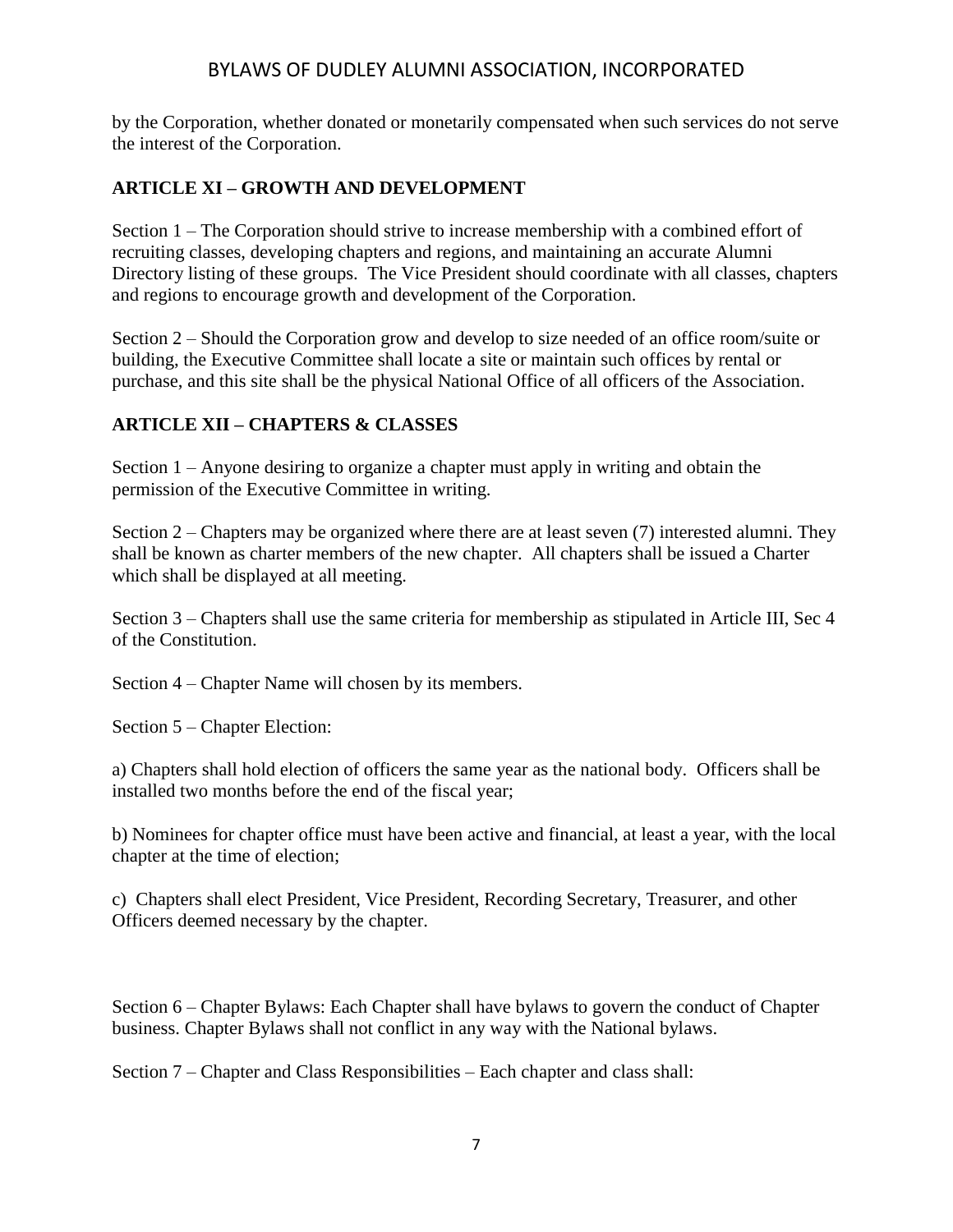by the Corporation, whether donated or monetarily compensated when such services do not serve the interest of the Corporation.

## ARTICLE XI – GROWTH AND DEVELOPMENT

Section 1 – The Corporation should strive to increase membership with a combined effort of recruiting classes, developing chapters and regions, and maintaining an accurate Alumni Directory listing of these groups. The Vice President should coordinate with all classes, chapters and regions to encourage growth and development of the Corporation.

Section 2 – Should the Corporation grow and develop to size needed of an office room/suite or building, the Executive Committee shall locate a site or maintain such offices by rental or purchase, and this site shall be the physical National Office of all officers of the Association.

## ARTICLE XII – CHAPTERS & CLASSES

Section 1 – Anyone desiring to organize a chapter must apply in writing and obtain the permission of the Executive Committee in writing.

Section 2 – Chapters may be organized where there are at least seven (7) interested alumni. They shall be known as charter members of the new chapter. All chapters shall be issued a Charter which shall be displayed at all meeting.

Section 3 – Chapters shall use the same criteria for membership as stipulated in Article III, Sec 4 of the Constitution.

Section 4 – Chapter Name will chosen by its members.

Section 5 – Chapter Election:

a) Chapters shall hold election of officers the same year as the national body. Officers shall be installed two months before the end of the fiscal year;

b) Nominees for chapter office must have been active and financial, at least a year, with the local chapter at the time of election;

c) Chapters shall elect President, Vice President, Recording Secretary, Treasurer, and other Officers deemed necessary by the chapter.

Section 6 – Chapter Bylaws: Each Chapter shall have bylaws to govern the conduct of Chapter business. Chapter Bylaws shall not conflict in any way with the National bylaws.

Section 7 – Chapter and Class Responsibilities – Each chapter and class shall: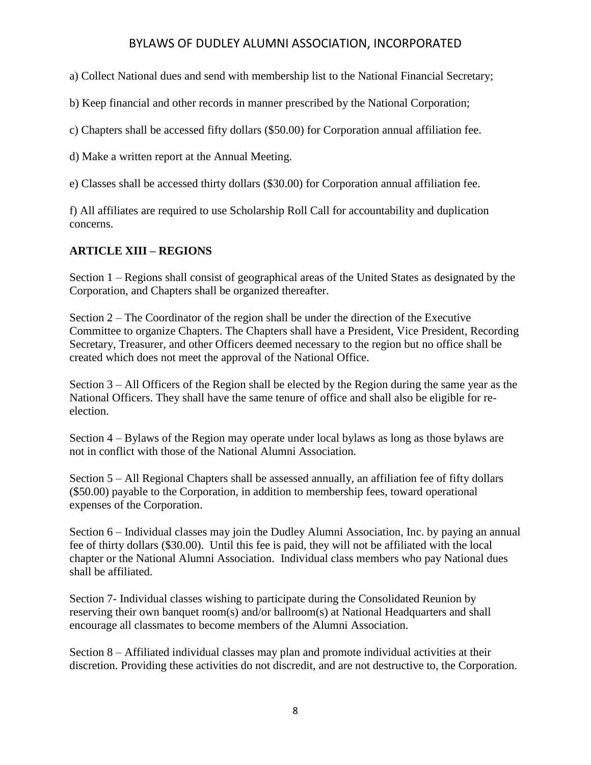a) Collect National dues and send with membership list to the National Financial Secretary;

b) Keep financial and other records in manner prescribed by the National Corporation;

c) Chapters shall be accessed fifty dollars ($50.00) for Corporation annual affiliation fee.

d) Make a written report at the Annual Meeting.

e) Classes shall be accessed thirty dollars ($30.00) for Corporation annual affiliation fee.

f) All affiliates are required to use Scholarship Roll Call for accountability and duplication concerns.

## ARTICLE XIII – REGIONS

Section 1 – Regions shall consist of geographical areas of the United States as designated by the Corporation, and Chapters shall be organized thereafter.

Section 2 – The Coordinator of the region shall be under the direction of the Executive Committee to organize Chapters. The Chapters shall have a President, Vice President, Recording Secretary, Treasurer, and other Officers deemed necessary to the region but no office shall be created which does not meet the approval of the National Office.

Section 3 – All Officers of the Region shall be elected by the Region during the same year as the National Officers. They shall have the same tenure of office and shall also be eligible for re-election.

Section 4 – Bylaws of the Region may operate under local bylaws as long as those bylaws are not in conflict with those of the National Alumni Association.

Section 5 – All Regional Chapters shall be assessed annually, an affiliation fee of fifty dollars ($50.00) payable to the Corporation, in addition to membership fees, toward operational expenses of the Corporation.

Section 6 – Individual classes may join the Dudley Alumni Association, Inc. by paying an annual fee of thirty dollars ($30.00). Until this fee is paid, they will not be affiliated with the local chapter or the National Alumni Association. Individual class members who pay National dues shall be affiliated.

Section 7- Individual classes wishing to participate during the Consolidated Reunion by reserving their own banquet room(s) and/or ballroom(s) at National Headquarters and shall encourage all classmates to become members of the Alumni Association.

Section 8 – Affiliated individual classes may plan and promote individual activities at their discretion. Providing these activities do not discredit, and are not destructive to, the Corporation.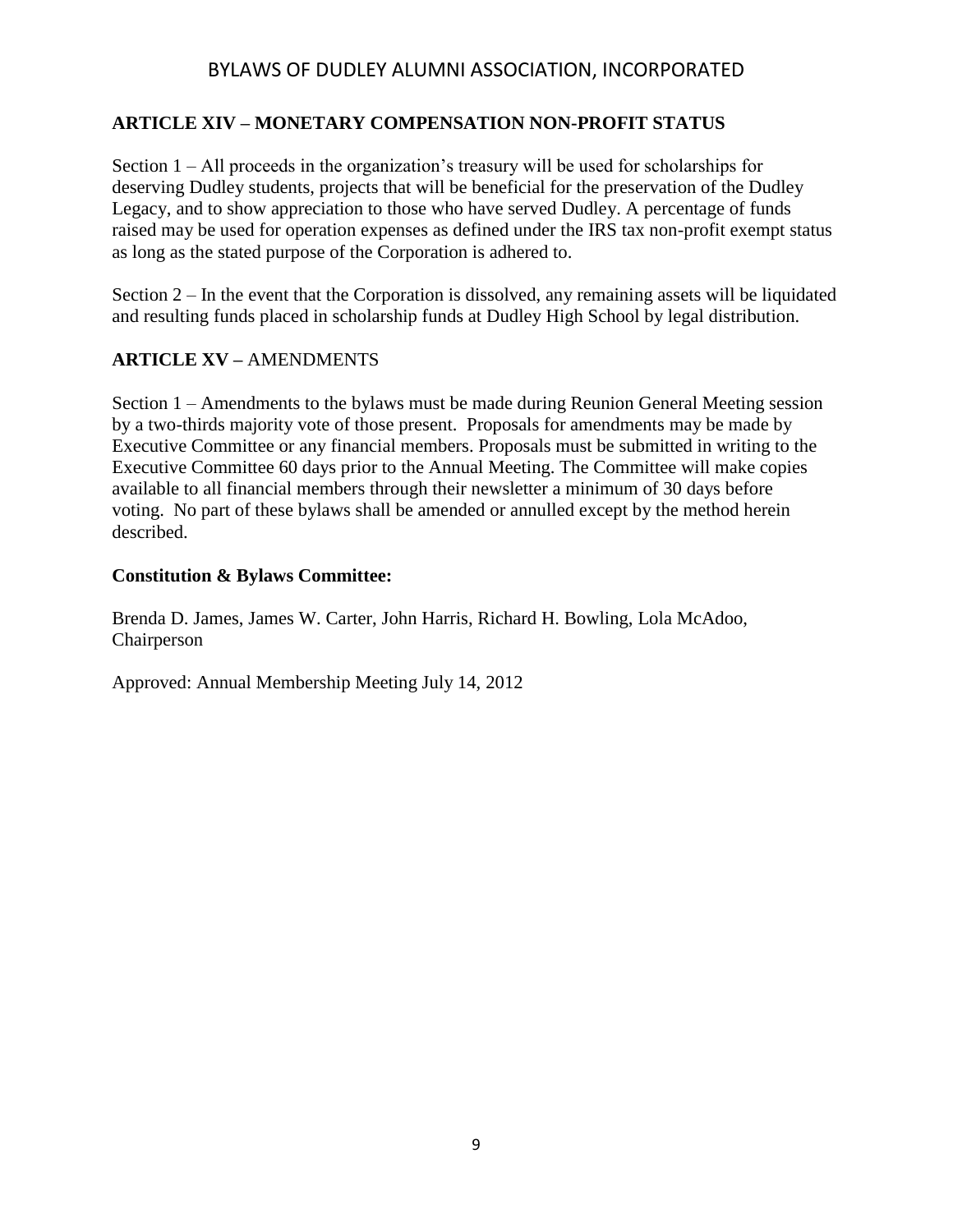## ARTICLE XIV – MONETARY COMPENSATION NON-PROFIT STATUS

Section 1 – All proceeds in the organization's treasury will be used for scholarships for deserving Dudley students, projects that will be beneficial for the preservation of the Dudley Legacy, and to show appreciation to those who have served Dudley. A percentage of funds raised may be used for operation expenses as defined under the IRS tax non-profit exempt status as long as the stated purpose of the Corporation is adhered to.

Section 2 – In the event that the Corporation is dissolved, any remaining assets will be liquidated and resulting funds placed in scholarship funds at Dudley High School by legal distribution.

## ARTICLE XV – AMENDMENTS

Section 1 – Amendments to the bylaws must be made during Reunion General Meeting session by a two-thirds majority vote of those present. Proposals for amendments may be made by Executive Committee or any financial members. Proposals must be submitted in writing to the Executive Committee 60 days prior to the Annual Meeting. The Committee will make copies available to all financial members through their newsletter a minimum of 30 days before voting. No part of these bylaws shall be amended or annulled except by the method herein described.

**Constitution & Bylaws Committee:**

Brenda D. James, James W. Carter, John Harris, Richard H. Bowling, Lola McAdoo, Chairperson

Approved: Annual Membership Meeting July 14, 2012